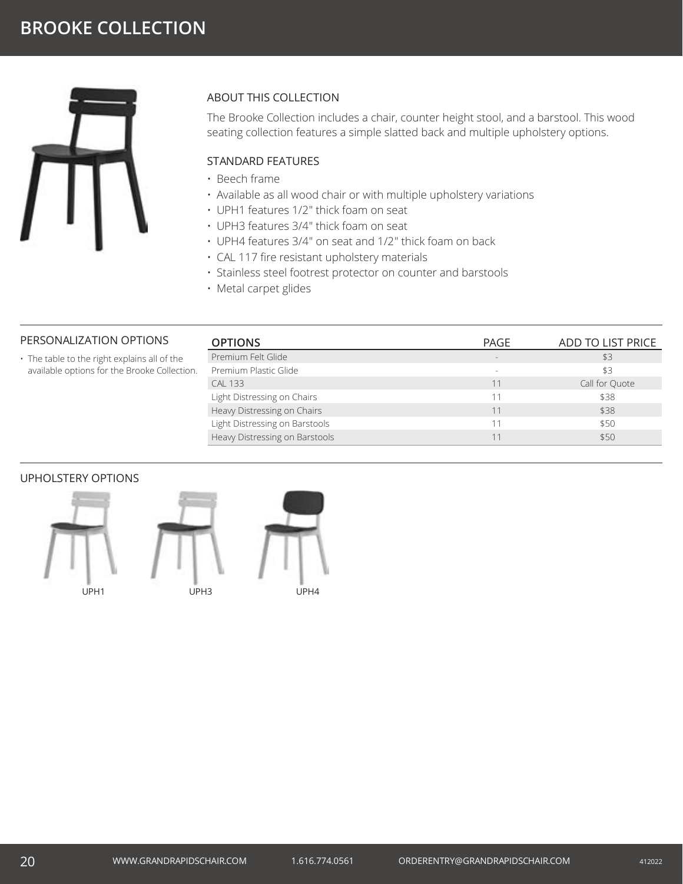# BROOKE COLLECTION

## ABOUT THIS COLLECTION

The Brooke Collection includes a chair, counter height stool, and a barstool. This wood seating collection features a simple slatted back and multiple upholstery options.

## STANDARD FEATURES

- Beech frame
- Available as all wood chair or with multiple upholstery variations
- UPH1 features 1/2" thick foam on seat
- UPH3 features 3/4" thick foam on seat
- UPH4 features 3/4" on seat and 1/2" thick foam on back
- CAL 117 fire resistant upholstery materials
- Stainless steel footrest protector on counter and barstools
- Metal carpet glides

## PERSONALIZATION OPTIONS

- The table to the right explains all of the available options for the Brooke Collection.

| OPTIONS | PAGE | ADD TO LIST PRICE |
| --- | --- | --- |
| Premium Felt Glide | - | $3 |
| Premium Plastic Glide | - | $3 |
| CAL 133 | 11 | Call for Quote |
| Light Distressing on Chairs | 11 | $38 |
| Heavy Distressing on Chairs | 11 | $38 |
| Light Distressing on Barstools | 11 | $50 |
| Heavy Distressing on Barstools | 11 | $50 |

## UPHOLSTERY OPTIONS

UPH1

UPH3

UPH4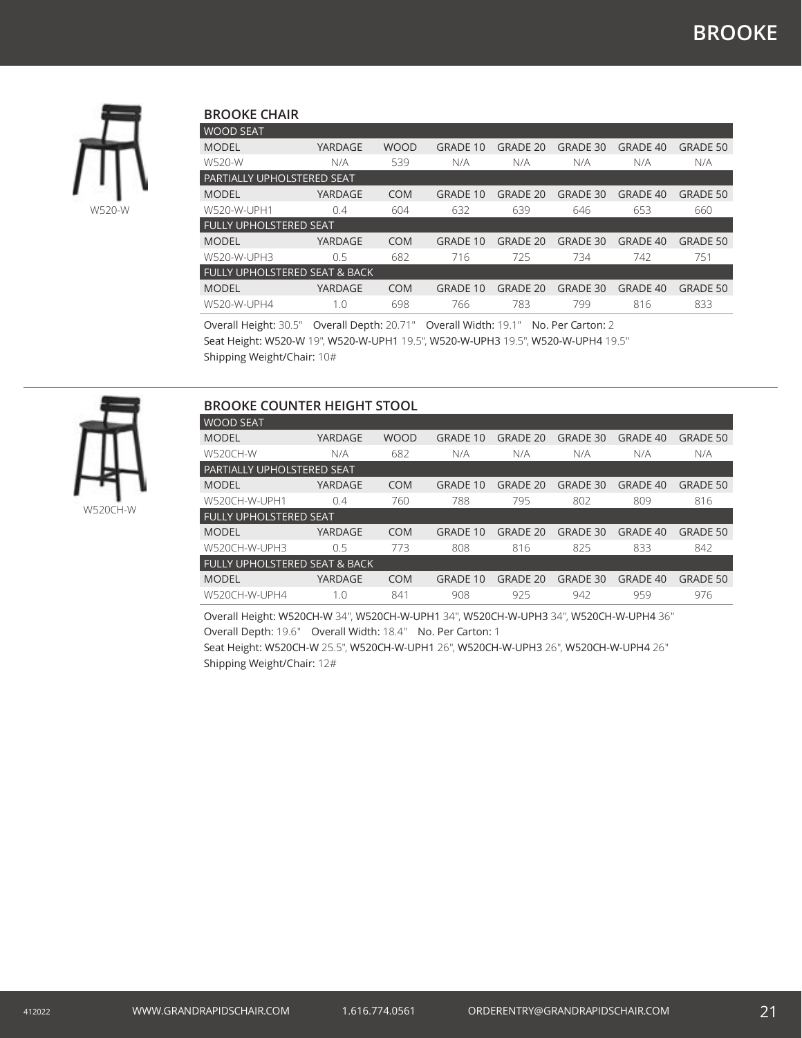# BROOKE

W520-W

## BROOKE CHAIR

| WOOD SEAT | | | | | | | |
|---|---|---|---|---|---|---|---|
| MODEL | YARDAGE | WOOD | GRADE 10 | GRADE 20 | GRADE 30 | GRADE 40 | GRADE 50 |
| W520-W | N/A | 539 | N/A | N/A | N/A | N/A | N/A |
| **PARTIALLY UPHOLSTERED SEAT** | | | | | | | |
| MODEL | YARDAGE | COM | GRADE 10 | GRADE 20 | GRADE 30 | GRADE 40 | GRADE 50 |
| W520-W-UPH1 | 0.4 | 604 | 632 | 639 | 646 | 653 | 660 |
| **FULLY UPHOLSTERED SEAT** | | | | | | | |
| MODEL | YARDAGE | COM | GRADE 10 | GRADE 20 | GRADE 30 | GRADE 40 | GRADE 50 |
| W520-W-UPH3 | 0.5 | 682 | 716 | 725 | 734 | 742 | 751 |
| **FULLY UPHOLSTERED SEAT & BACK** | | | | | | | |
| MODEL | YARDAGE | COM | GRADE 10 | GRADE 20 | GRADE 30 | GRADE 40 | GRADE 50 |
| W520-W-UPH4 | 1.0 | 698 | 766 | 783 | 799 | 816 | 833 |

Overall Height: 30.5" Overall Depth: 20.71" Overall Width: 19.1" No. Per Carton: 2
Seat Height: W520-W 19", W520-W-UPH1 19.5", W520-W-UPH3 19.5", W520-W-UPH4 19.5"
Shipping Weight/Chair: 10#

W520CH-W

## BROOKE COUNTER HEIGHT STOOL

| WOOD SEAT | | | | | | | |
|---|---|---|---|---|---|---|---|
| MODEL | YARDAGE | WOOD | GRADE 10 | GRADE 20 | GRADE 30 | GRADE 40 | GRADE 50 |
| W520CH-W | N/A | 682 | N/A | N/A | N/A | N/A | N/A |
| **PARTIALLY UPHOLSTERED SEAT** | | | | | | | |
| MODEL | YARDAGE | COM | GRADE 10 | GRADE 20 | GRADE 30 | GRADE 40 | GRADE 50 |
| W520CH-W-UPH1 | 0.4 | 760 | 788 | 795 | 802 | 809 | 816 |
| **FULLY UPHOLSTERED SEAT** | | | | | | | |
| MODEL | YARDAGE | COM | GRADE 10 | GRADE 20 | GRADE 30 | GRADE 40 | GRADE 50 |
| W520CH-W-UPH3 | 0.5 | 773 | 808 | 816 | 825 | 833 | 842 |
| **FULLY UPHOLSTERED SEAT & BACK** | | | | | | | |
| MODEL | YARDAGE | COM | GRADE 10 | GRADE 20 | GRADE 30 | GRADE 40 | GRADE 50 |
| W520CH-W-UPH4 | 1.0 | 841 | 908 | 925 | 942 | 959 | 976 |

Overall Height: W520CH-W 34", W520CH-W-UPH1 34", W520CH-W-UPH3 34", W520CH-W-UPH4 36"
Overall Depth: 19.6" Overall Width: 18.4" No. Per Carton: 1
Seat Height: W520CH-W 25.5", W520CH-W-UPH1 26", W520CH-W-UPH3 26", W520CH-W-UPH4 26"
Shipping Weight/Chair: 12#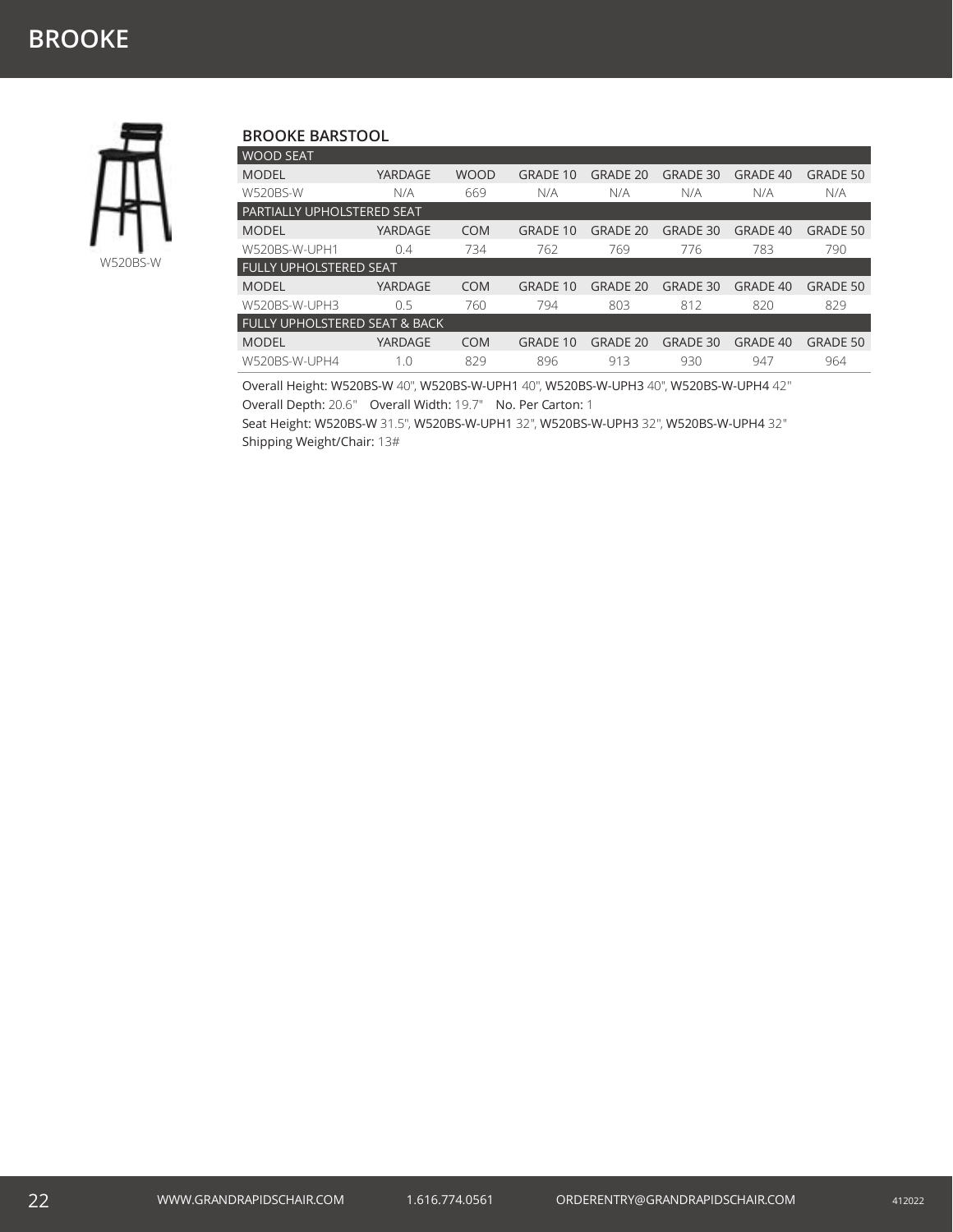# BROOKE

W520BS-W

## BROOKE BARSTOOL

| WOOD SEAT | | | | | | | |
|---|---|---|---|---|---|---|---|
| MODEL | YARDAGE | WOOD | GRADE 10 | GRADE 20 | GRADE 30 | GRADE 40 | GRADE 50 |
| W520BS-W | N/A | 669 | N/A | N/A | N/A | N/A | N/A |
| **PARTIALLY UPHOLSTERED SEAT** | | | | | | | |
| MODEL | YARDAGE | COM | GRADE 10 | GRADE 20 | GRADE 30 | GRADE 40 | GRADE 50 |
| W520BS-W-UPH1 | 0.4 | 734 | 762 | 769 | 776 | 783 | 790 |
| **FULLY UPHOLSTERED SEAT** | | | | | | | |
| MODEL | YARDAGE | COM | GRADE 10 | GRADE 20 | GRADE 30 | GRADE 40 | GRADE 50 |
| W520BS-W-UPH3 | 0.5 | 760 | 794 | 803 | 812 | 820 | 829 |
| **FULLY UPHOLSTERED SEAT & BACK** | | | | | | | |
| MODEL | YARDAGE | COM | GRADE 10 | GRADE 20 | GRADE 30 | GRADE 40 | GRADE 50 |
| W520BS-W-UPH4 | 1.0 | 829 | 896 | 913 | 930 | 947 | 964 |

Overall Height: W520BS-W 40", W520BS-W-UPH1 40", W520BS-W-UPH3 40", W520BS-W-UPH4 42"

Overall Depth: 20.6" Overall Width: 19.7" No. Per Carton: 1

Seat Height: W520BS-W 31.5", W520BS-W-UPH1 32", W520BS-W-UPH3 32", W520BS-W-UPH4 32"

Shipping Weight/Chair: 13#

WWW.GRANDRAPIDSCHAIR.COM 1.616.774.0561 ORDERENTRY@GRANDRAPIDSCHAIR.COM 412022